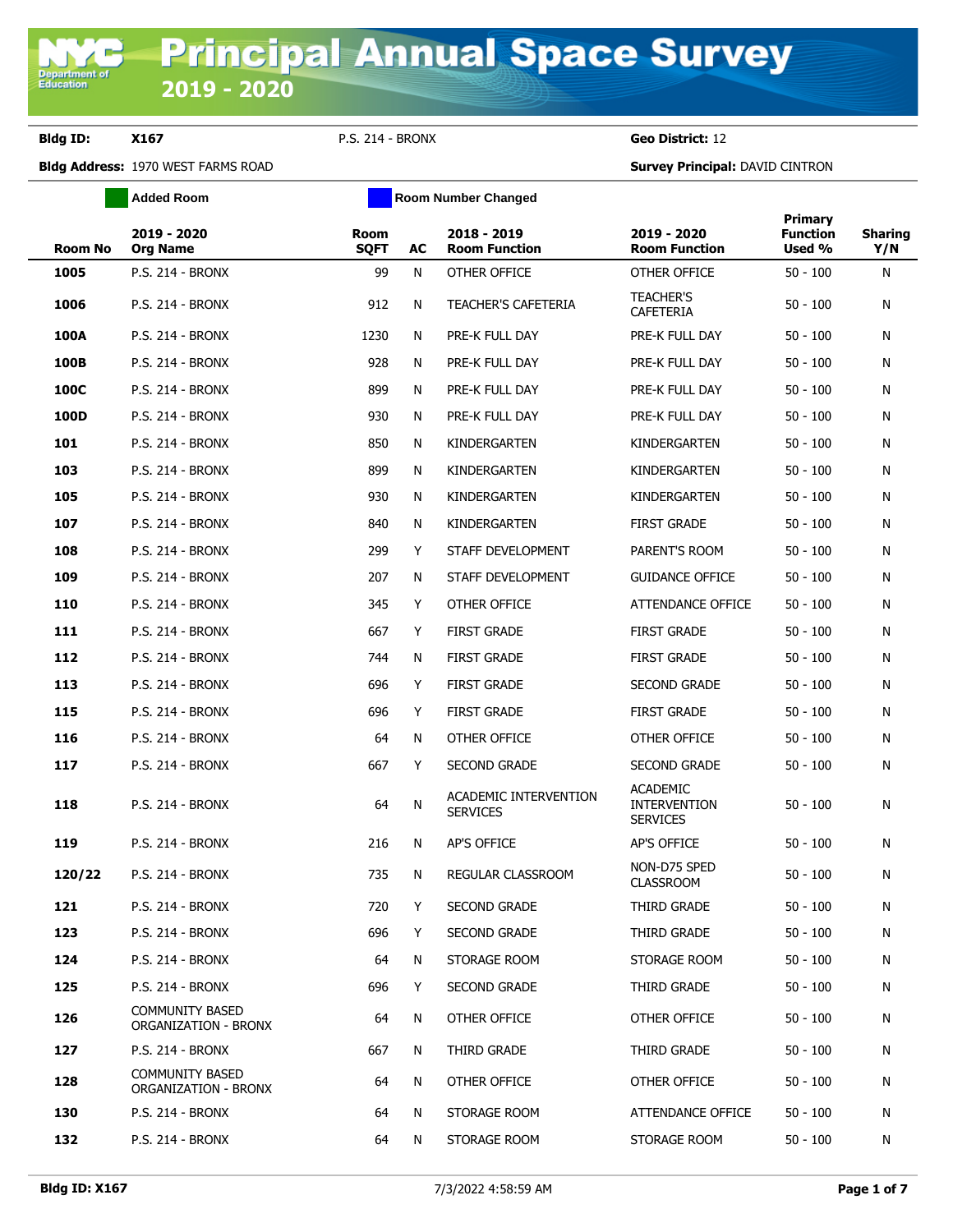# Principal Annual Space Survey

## 2019 - 2020

**Bldg ID:** X167 P.S. 214 - BRONX **Geo District:** 12

**Bldg Address:** 1970 WEST FARMS ROAD **Survey Principal:** DAVID CINTRON

Added Room | Room Number Changed

| Room No | 2019 - 2020 Org Name | Room SQFT | AC | 2018 - 2019 Room Function | 2019 - 2020 Room Function | Primary Function Used % | Sharing Y/N |
|---|---|---|---|---|---|---|---|
| 1005 | P.S. 214 - BRONX | 99 | N | OTHER OFFICE | OTHER OFFICE | 50 - 100 | N |
| 1006 | P.S. 214 - BRONX | 912 | N | TEACHER'S CAFETERIA | TEACHER'S CAFETERIA | 50 - 100 | N |
| 100A | P.S. 214 - BRONX | 1230 | N | PRE-K FULL DAY | PRE-K FULL DAY | 50 - 100 | N |
| 100B | P.S. 214 - BRONX | 928 | N | PRE-K FULL DAY | PRE-K FULL DAY | 50 - 100 | N |
| 100C | P.S. 214 - BRONX | 899 | N | PRE-K FULL DAY | PRE-K FULL DAY | 50 - 100 | N |
| 100D | P.S. 214 - BRONX | 930 | N | PRE-K FULL DAY | PRE-K FULL DAY | 50 - 100 | N |
| 101 | P.S. 214 - BRONX | 850 | N | KINDERGARTEN | KINDERGARTEN | 50 - 100 | N |
| 103 | P.S. 214 - BRONX | 899 | N | KINDERGARTEN | KINDERGARTEN | 50 - 100 | N |
| 105 | P.S. 214 - BRONX | 930 | N | KINDERGARTEN | KINDERGARTEN | 50 - 100 | N |
| 107 | P.S. 214 - BRONX | 840 | N | KINDERGARTEN | FIRST GRADE | 50 - 100 | N |
| 108 | P.S. 214 - BRONX | 299 | Y | STAFF DEVELOPMENT | PARENT'S ROOM | 50 - 100 | N |
| 109 | P.S. 214 - BRONX | 207 | N | STAFF DEVELOPMENT | GUIDANCE OFFICE | 50 - 100 | N |
| 110 | P.S. 214 - BRONX | 345 | Y | OTHER OFFICE | ATTENDANCE OFFICE | 50 - 100 | N |
| 111 | P.S. 214 - BRONX | 667 | Y | FIRST GRADE | FIRST GRADE | 50 - 100 | N |
| 112 | P.S. 214 - BRONX | 744 | N | FIRST GRADE | FIRST GRADE | 50 - 100 | N |
| 113 | P.S. 214 - BRONX | 696 | Y | FIRST GRADE | SECOND GRADE | 50 - 100 | N |
| 115 | P.S. 214 - BRONX | 696 | Y | FIRST GRADE | FIRST GRADE | 50 - 100 | N |
| 116 | P.S. 214 - BRONX | 64 | N | OTHER OFFICE | OTHER OFFICE | 50 - 100 | N |
| 117 | P.S. 214 - BRONX | 667 | Y | SECOND GRADE | SECOND GRADE | 50 - 100 | N |
| 118 | P.S. 214 - BRONX | 64 | N | ACADEMIC INTERVENTION SERVICES | ACADEMIC INTERVENTION SERVICES | 50 - 100 | N |
| 119 | P.S. 214 - BRONX | 216 | N | AP'S OFFICE | AP'S OFFICE | 50 - 100 | N |
| 120/22 | P.S. 214 - BRONX | 735 | N | REGULAR CLASSROOM | NON-D75 SPED CLASSROOM | 50 - 100 | N |
| 121 | P.S. 214 - BRONX | 720 | Y | SECOND GRADE | THIRD GRADE | 50 - 100 | N |
| 123 | P.S. 214 - BRONX | 696 | Y | SECOND GRADE | THIRD GRADE | 50 - 100 | N |
| 124 | P.S. 214 - BRONX | 64 | N | STORAGE ROOM | STORAGE ROOM | 50 - 100 | N |
| 125 | P.S. 214 - BRONX | 696 | Y | SECOND GRADE | THIRD GRADE | 50 - 100 | N |
| 126 | COMMUNITY BASED ORGANIZATION - BRONX | 64 | N | OTHER OFFICE | OTHER OFFICE | 50 - 100 | N |
| 127 | P.S. 214 - BRONX | 667 | N | THIRD GRADE | THIRD GRADE | 50 - 100 | N |
| 128 | COMMUNITY BASED ORGANIZATION - BRONX | 64 | N | OTHER OFFICE | OTHER OFFICE | 50 - 100 | N |
| 130 | P.S. 214 - BRONX | 64 | N | STORAGE ROOM | ATTENDANCE OFFICE | 50 - 100 | N |
| 132 | P.S. 214 - BRONX | 64 | N | STORAGE ROOM | STORAGE ROOM | 50 - 100 | N |

Bldg ID: X167 7/3/2022 4:58:59 AM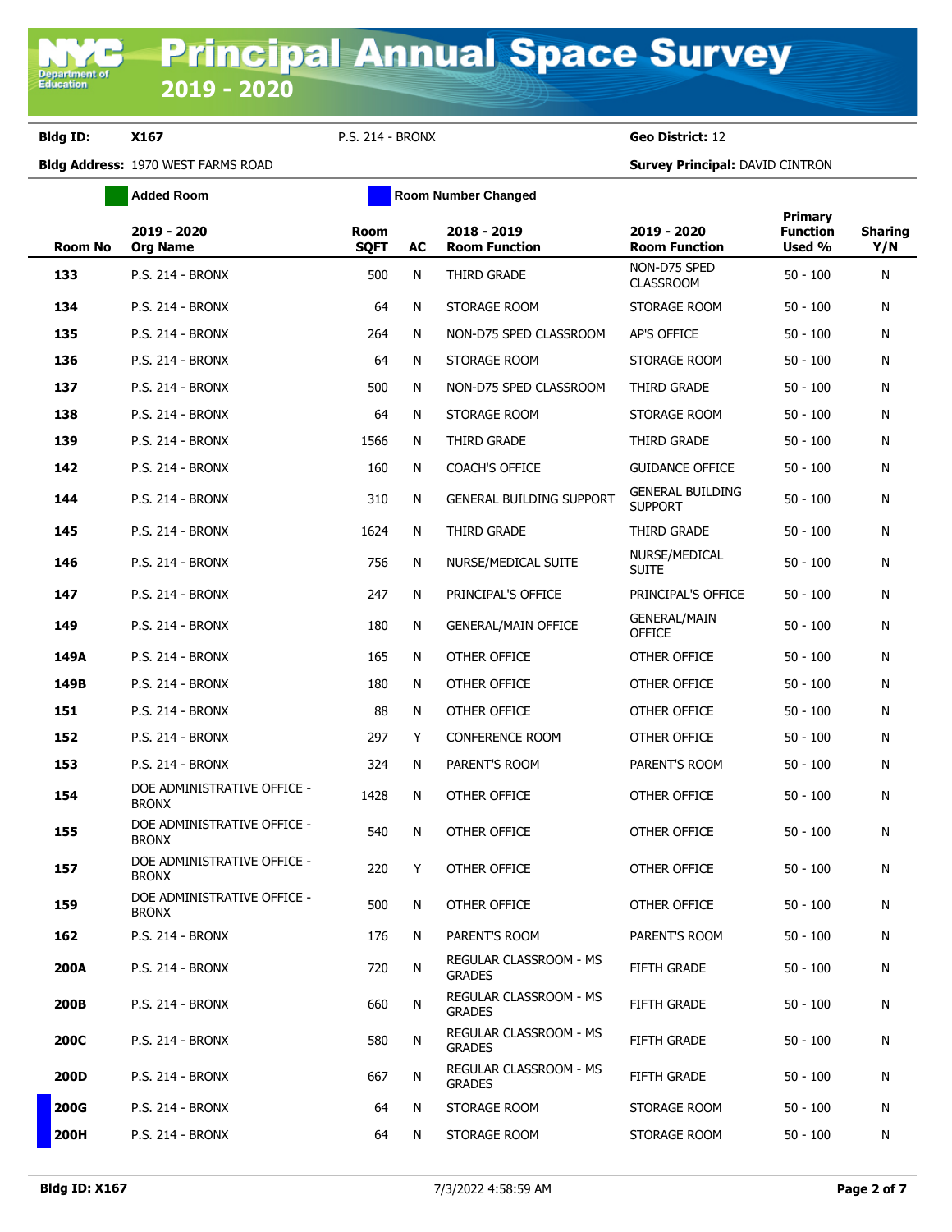# Principal Annual Space Survey 2019 - 2020

**Bldg ID:** X167 P.S. 214 - BRONX **Geo District:** 12

**Bldg Address:** 1970 WEST FARMS ROAD **Survey Principal:** DAVID CINTRON

Added Room | Room Number Changed

| Room No | 2019 - 2020 Org Name | Room SQFT | AC | 2018 - 2019 Room Function | 2019 - 2020 Room Function | Primary Function Used % | Sharing Y/N |
|---|---|---|---|---|---|---|---|
| 133 | P.S. 214 - BRONX | 500 | N | THIRD GRADE | NON-D75 SPED CLASSROOM | 50 - 100 | N |
| 134 | P.S. 214 - BRONX | 64 | N | STORAGE ROOM | STORAGE ROOM | 50 - 100 | N |
| 135 | P.S. 214 - BRONX | 264 | N | NON-D75 SPED CLASSROOM | AP'S OFFICE | 50 - 100 | N |
| 136 | P.S. 214 - BRONX | 64 | N | STORAGE ROOM | STORAGE ROOM | 50 - 100 | N |
| 137 | P.S. 214 - BRONX | 500 | N | NON-D75 SPED CLASSROOM | THIRD GRADE | 50 - 100 | N |
| 138 | P.S. 214 - BRONX | 64 | N | STORAGE ROOM | STORAGE ROOM | 50 - 100 | N |
| 139 | P.S. 214 - BRONX | 1566 | N | THIRD GRADE | THIRD GRADE | 50 - 100 | N |
| 142 | P.S. 214 - BRONX | 160 | N | COACH'S OFFICE | GUIDANCE OFFICE | 50 - 100 | N |
| 144 | P.S. 214 - BRONX | 310 | N | GENERAL BUILDING SUPPORT | GENERAL BUILDING SUPPORT | 50 - 100 | N |
| 145 | P.S. 214 - BRONX | 1624 | N | THIRD GRADE | THIRD GRADE | 50 - 100 | N |
| 146 | P.S. 214 - BRONX | 756 | N | NURSE/MEDICAL SUITE | NURSE/MEDICAL SUITE | 50 - 100 | N |
| 147 | P.S. 214 - BRONX | 247 | N | PRINCIPAL'S OFFICE | PRINCIPAL'S OFFICE | 50 - 100 | N |
| 149 | P.S. 214 - BRONX | 180 | N | GENERAL/MAIN OFFICE | GENERAL/MAIN OFFICE | 50 - 100 | N |
| 149A | P.S. 214 - BRONX | 165 | N | OTHER OFFICE | OTHER OFFICE | 50 - 100 | N |
| 149B | P.S. 214 - BRONX | 180 | N | OTHER OFFICE | OTHER OFFICE | 50 - 100 | N |
| 151 | P.S. 214 - BRONX | 88 | N | OTHER OFFICE | OTHER OFFICE | 50 - 100 | N |
| 152 | P.S. 214 - BRONX | 297 | Y | CONFERENCE ROOM | OTHER OFFICE | 50 - 100 | N |
| 153 | P.S. 214 - BRONX | 324 | N | PARENT'S ROOM | PARENT'S ROOM | 50 - 100 | N |
| 154 | DOE ADMINISTRATIVE OFFICE - BRONX | 1428 | N | OTHER OFFICE | OTHER OFFICE | 50 - 100 | N |
| 155 | DOE ADMINISTRATIVE OFFICE - BRONX | 540 | N | OTHER OFFICE | OTHER OFFICE | 50 - 100 | N |
| 157 | DOE ADMINISTRATIVE OFFICE - BRONX | 220 | Y | OTHER OFFICE | OTHER OFFICE | 50 - 100 | N |
| 159 | DOE ADMINISTRATIVE OFFICE - BRONX | 500 | N | OTHER OFFICE | OTHER OFFICE | 50 - 100 | N |
| 162 | P.S. 214 - BRONX | 176 | N | PARENT'S ROOM | PARENT'S ROOM | 50 - 100 | N |
| 200A | P.S. 214 - BRONX | 720 | N | REGULAR CLASSROOM - MS GRADES | FIFTH GRADE | 50 - 100 | N |
| 200B | P.S. 214 - BRONX | 660 | N | REGULAR CLASSROOM - MS GRADES | FIFTH GRADE | 50 - 100 | N |
| 200C | P.S. 214 - BRONX | 580 | N | REGULAR CLASSROOM - MS GRADES | FIFTH GRADE | 50 - 100 | N |
| 200D | P.S. 214 - BRONX | 667 | N | REGULAR CLASSROOM - MS GRADES | FIFTH GRADE | 50 - 100 | N |
| 200G | P.S. 214 - BRONX | 64 | N | STORAGE ROOM | STORAGE ROOM | 50 - 100 | N |
| 200H | P.S. 214 - BRONX | 64 | N | STORAGE ROOM | STORAGE ROOM | 50 - 100 | N |

Bldg ID: X167 7/3/2022 4:58:59 AM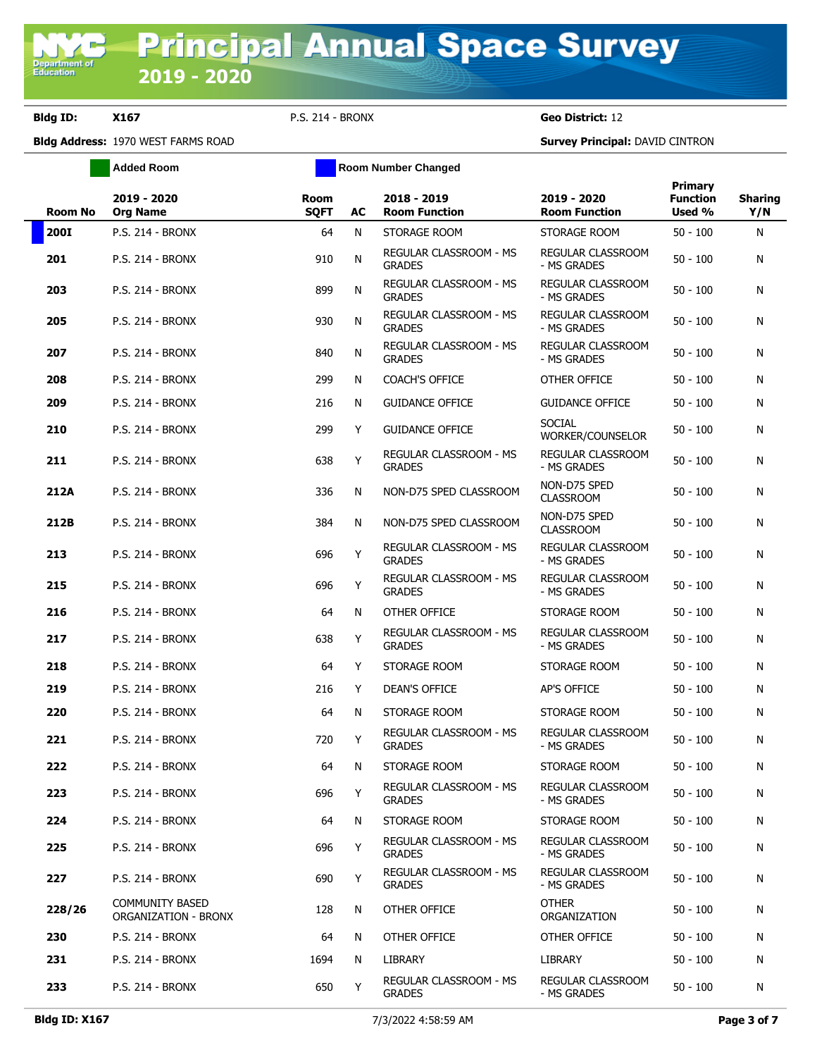# Principal Annual Space Survey
## 2019 - 2020

**Bldg ID:** **X167** P.S. 214 - BRONX **Geo District:** 12

**Bldg Address:** 1970 WEST FARMS ROAD **Survey Principal:** DAVID CINTRON

Added Room | Room Number Changed

| Room No | 2019 - 2020 Org Name | Room SQFT | AC | 2018 - 2019 Room Function | 2019 - 2020 Room Function | Primary Function Used % | Sharing Y/N |
|---|---|---|---|---|---|---|---|
| **200I** | P.S. 214 - BRONX | 64 | N | STORAGE ROOM | STORAGE ROOM | 50 - 100 | N |
| **201** | P.S. 214 - BRONX | 910 | N | REGULAR CLASSROOM - MS GRADES | REGULAR CLASSROOM - MS GRADES | 50 - 100 | N |
| **203** | P.S. 214 - BRONX | 899 | N | REGULAR CLASSROOM - MS GRADES | REGULAR CLASSROOM - MS GRADES | 50 - 100 | N |
| **205** | P.S. 214 - BRONX | 930 | N | REGULAR CLASSROOM - MS GRADES | REGULAR CLASSROOM - MS GRADES | 50 - 100 | N |
| **207** | P.S. 214 - BRONX | 840 | N | REGULAR CLASSROOM - MS GRADES | REGULAR CLASSROOM - MS GRADES | 50 - 100 | N |
| **208** | P.S. 214 - BRONX | 299 | N | COACH'S OFFICE | OTHER OFFICE | 50 - 100 | N |
| **209** | P.S. 214 - BRONX | 216 | N | GUIDANCE OFFICE | GUIDANCE OFFICE | 50 - 100 | N |
| **210** | P.S. 214 - BRONX | 299 | Y | GUIDANCE OFFICE | SOCIAL WORKER/COUNSELOR | 50 - 100 | N |
| **211** | P.S. 214 - BRONX | 638 | Y | REGULAR CLASSROOM - MS GRADES | REGULAR CLASSROOM - MS GRADES | 50 - 100 | N |
| **212A** | P.S. 214 - BRONX | 336 | N | NON-D75 SPED CLASSROOM | NON-D75 SPED CLASSROOM | 50 - 100 | N |
| **212B** | P.S. 214 - BRONX | 384 | N | NON-D75 SPED CLASSROOM | NON-D75 SPED CLASSROOM | 50 - 100 | N |
| **213** | P.S. 214 - BRONX | 696 | Y | REGULAR CLASSROOM - MS GRADES | REGULAR CLASSROOM - MS GRADES | 50 - 100 | N |
| **215** | P.S. 214 - BRONX | 696 | Y | REGULAR CLASSROOM - MS GRADES | REGULAR CLASSROOM - MS GRADES | 50 - 100 | N |
| **216** | P.S. 214 - BRONX | 64 | N | OTHER OFFICE | STORAGE ROOM | 50 - 100 | N |
| **217** | P.S. 214 - BRONX | 638 | Y | REGULAR CLASSROOM - MS GRADES | REGULAR CLASSROOM - MS GRADES | 50 - 100 | N |
| **218** | P.S. 214 - BRONX | 64 | Y | STORAGE ROOM | STORAGE ROOM | 50 - 100 | N |
| **219** | P.S. 214 - BRONX | 216 | Y | DEAN'S OFFICE | AP'S OFFICE | 50 - 100 | N |
| **220** | P.S. 214 - BRONX | 64 | N | STORAGE ROOM | STORAGE ROOM | 50 - 100 | N |
| **221** | P.S. 214 - BRONX | 720 | Y | REGULAR CLASSROOM - MS GRADES | REGULAR CLASSROOM - MS GRADES | 50 - 100 | N |
| **222** | P.S. 214 - BRONX | 64 | N | STORAGE ROOM | STORAGE ROOM | 50 - 100 | N |
| **223** | P.S. 214 - BRONX | 696 | Y | REGULAR CLASSROOM - MS GRADES | REGULAR CLASSROOM - MS GRADES | 50 - 100 | N |
| **224** | P.S. 214 - BRONX | 64 | N | STORAGE ROOM | STORAGE ROOM | 50 - 100 | N |
| **225** | P.S. 214 - BRONX | 696 | Y | REGULAR CLASSROOM - MS GRADES | REGULAR CLASSROOM - MS GRADES | 50 - 100 | N |
| **227** | P.S. 214 - BRONX | 690 | Y | REGULAR CLASSROOM - MS GRADES | REGULAR CLASSROOM - MS GRADES | 50 - 100 | N |
| **228/26** | COMMUNITY BASED ORGANIZATION - BRONX | 128 | N | OTHER OFFICE | OTHER ORGANIZATION | 50 - 100 | N |
| **230** | P.S. 214 - BRONX | 64 | N | OTHER OFFICE | OTHER OFFICE | 50 - 100 | N |
| **231** | P.S. 214 - BRONX | 1694 | N | LIBRARY | LIBRARY | 50 - 100 | N |
| **233** | P.S. 214 - BRONX | 650 | Y | REGULAR CLASSROOM - MS GRADES | REGULAR CLASSROOM - MS GRADES | 50 - 100 | N |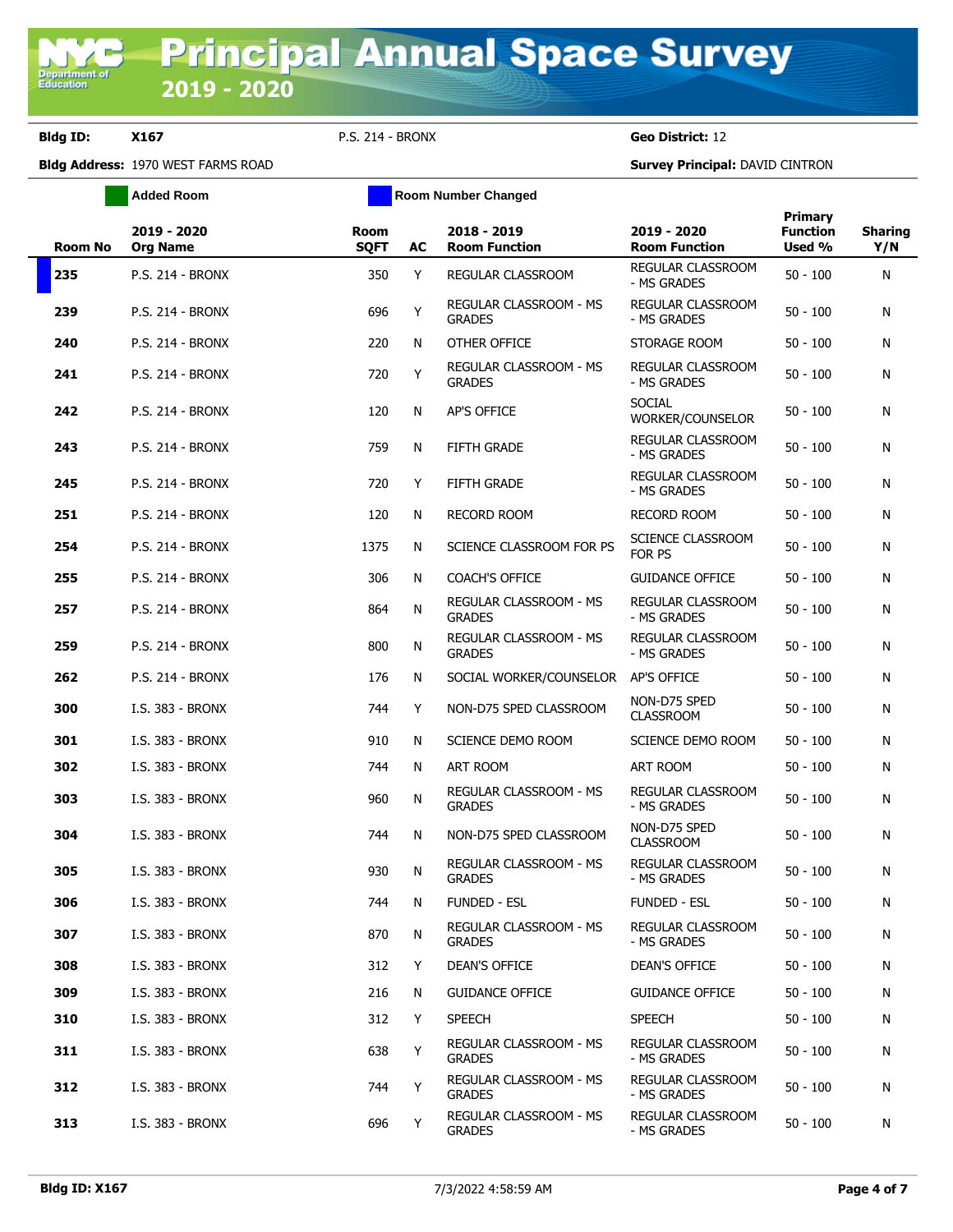# Principal Annual Space Survey 2019 - 2020

**Bldg ID:** X167 P.S. 214 - BRONX **Geo District:** 12

**Bldg Address:** 1970 WEST FARMS ROAD **Survey Principal:** DAVID CINTRON

Added Room | Room Number Changed

| Room No | 2019 - 2020 Org Name | Room SQFT | AC | 2018 - 2019 Room Function | 2019 - 2020 Room Function | Primary Function Used % | Sharing Y/N |
|---|---|---|---|---|---|---|---|
| 235 | P.S. 214 - BRONX | 350 | Y | REGULAR CLASSROOM | REGULAR CLASSROOM - MS GRADES | 50 - 100 | N |
| 239 | P.S. 214 - BRONX | 696 | Y | REGULAR CLASSROOM - MS GRADES | REGULAR CLASSROOM - MS GRADES | 50 - 100 | N |
| 240 | P.S. 214 - BRONX | 220 | N | OTHER OFFICE | STORAGE ROOM | 50 - 100 | N |
| 241 | P.S. 214 - BRONX | 720 | Y | REGULAR CLASSROOM - MS GRADES | REGULAR CLASSROOM - MS GRADES | 50 - 100 | N |
| 242 | P.S. 214 - BRONX | 120 | N | AP'S OFFICE | SOCIAL WORKER/COUNSELOR | 50 - 100 | N |
| 243 | P.S. 214 - BRONX | 759 | N | FIFTH GRADE | REGULAR CLASSROOM - MS GRADES | 50 - 100 | N |
| 245 | P.S. 214 - BRONX | 720 | Y | FIFTH GRADE | REGULAR CLASSROOM - MS GRADES | 50 - 100 | N |
| 251 | P.S. 214 - BRONX | 120 | N | RECORD ROOM | RECORD ROOM | 50 - 100 | N |
| 254 | P.S. 214 - BRONX | 1375 | N | SCIENCE CLASSROOM FOR PS | SCIENCE CLASSROOM FOR PS | 50 - 100 | N |
| 255 | P.S. 214 - BRONX | 306 | N | COACH'S OFFICE | GUIDANCE OFFICE | 50 - 100 | N |
| 257 | P.S. 214 - BRONX | 864 | N | REGULAR CLASSROOM - MS GRADES | REGULAR CLASSROOM - MS GRADES | 50 - 100 | N |
| 259 | P.S. 214 - BRONX | 800 | N | REGULAR CLASSROOM - MS GRADES | REGULAR CLASSROOM - MS GRADES | 50 - 100 | N |
| 262 | P.S. 214 - BRONX | 176 | N | SOCIAL WORKER/COUNSELOR | AP'S OFFICE | 50 - 100 | N |
| 300 | I.S. 383 - BRONX | 744 | Y | NON-D75 SPED CLASSROOM | NON-D75 SPED CLASSROOM | 50 - 100 | N |
| 301 | I.S. 383 - BRONX | 910 | N | SCIENCE DEMO ROOM | SCIENCE DEMO ROOM | 50 - 100 | N |
| 302 | I.S. 383 - BRONX | 744 | N | ART ROOM | ART ROOM | 50 - 100 | N |
| 303 | I.S. 383 - BRONX | 960 | N | REGULAR CLASSROOM - MS GRADES | REGULAR CLASSROOM - MS GRADES | 50 - 100 | N |
| 304 | I.S. 383 - BRONX | 744 | N | NON-D75 SPED CLASSROOM | NON-D75 SPED CLASSROOM | 50 - 100 | N |
| 305 | I.S. 383 - BRONX | 930 | N | REGULAR CLASSROOM - MS GRADES | REGULAR CLASSROOM - MS GRADES | 50 - 100 | N |
| 306 | I.S. 383 - BRONX | 744 | N | FUNDED - ESL | FUNDED - ESL | 50 - 100 | N |
| 307 | I.S. 383 - BRONX | 870 | N | REGULAR CLASSROOM - MS GRADES | REGULAR CLASSROOM - MS GRADES | 50 - 100 | N |
| 308 | I.S. 383 - BRONX | 312 | Y | DEAN'S OFFICE | DEAN'S OFFICE | 50 - 100 | N |
| 309 | I.S. 383 - BRONX | 216 | N | GUIDANCE OFFICE | GUIDANCE OFFICE | 50 - 100 | N |
| 310 | I.S. 383 - BRONX | 312 | Y | SPEECH | SPEECH | 50 - 100 | N |
| 311 | I.S. 383 - BRONX | 638 | Y | REGULAR CLASSROOM - MS GRADES | REGULAR CLASSROOM - MS GRADES | 50 - 100 | N |
| 312 | I.S. 383 - BRONX | 744 | Y | REGULAR CLASSROOM - MS GRADES | REGULAR CLASSROOM - MS GRADES | 50 - 100 | N |
| 313 | I.S. 383 - BRONX | 696 | Y | REGULAR CLASSROOM - MS GRADES | REGULAR CLASSROOM - MS GRADES | 50 - 100 | N |

**Bldg ID: X167** 7/3/2022 4:58:59 AM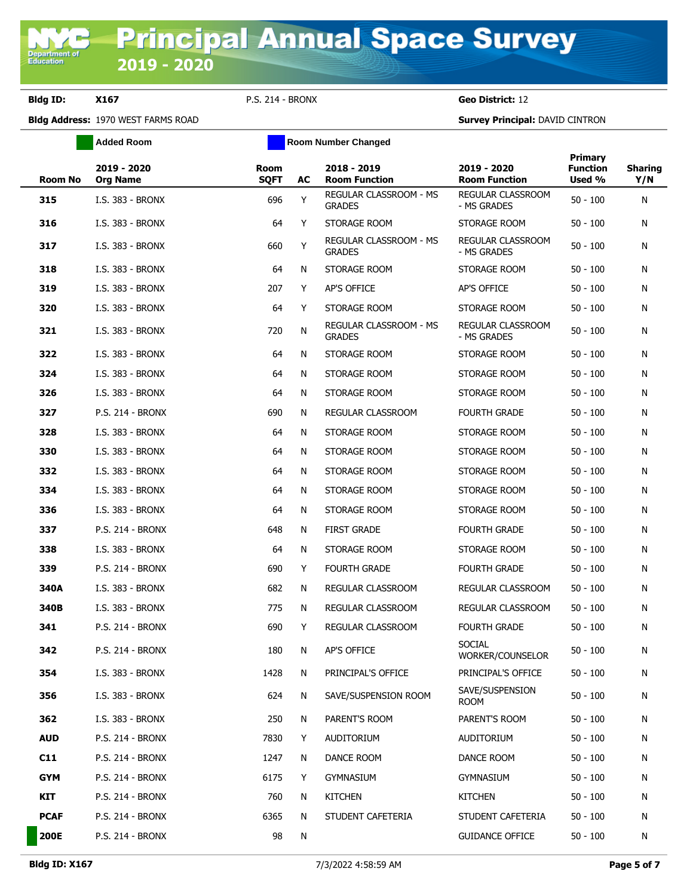# Principal Annual Space Survey 2019 - 2020

**Bldg ID:** X167 P.S. 214 - BRONX **Geo District:** 12

**Bldg Address:** 1970 WEST FARMS ROAD **Survey Principal:** DAVID CINTRON

Added Room | Room Number Changed

| Room No | 2019 - 2020 Org Name | Room SQFT | AC | 2018 - 2019 Room Function | 2019 - 2020 Room Function | Primary Function Used % | Sharing Y/N |
|---|---|---|---|---|---|---|---|
| 315 | I.S. 383 - BRONX | 696 | Y | REGULAR CLASSROOM - MS GRADES | REGULAR CLASSROOM - MS GRADES | 50 - 100 | N |
| 316 | I.S. 383 - BRONX | 64 | Y | STORAGE ROOM | STORAGE ROOM | 50 - 100 | N |
| 317 | I.S. 383 - BRONX | 660 | Y | REGULAR CLASSROOM - MS GRADES | REGULAR CLASSROOM - MS GRADES | 50 - 100 | N |
| 318 | I.S. 383 - BRONX | 64 | N | STORAGE ROOM | STORAGE ROOM | 50 - 100 | N |
| 319 | I.S. 383 - BRONX | 207 | Y | AP'S OFFICE | AP'S OFFICE | 50 - 100 | N |
| 320 | I.S. 383 - BRONX | 64 | Y | STORAGE ROOM | STORAGE ROOM | 50 - 100 | N |
| 321 | I.S. 383 - BRONX | 720 | N | REGULAR CLASSROOM - MS GRADES | REGULAR CLASSROOM - MS GRADES | 50 - 100 | N |
| 322 | I.S. 383 - BRONX | 64 | N | STORAGE ROOM | STORAGE ROOM | 50 - 100 | N |
| 324 | I.S. 383 - BRONX | 64 | N | STORAGE ROOM | STORAGE ROOM | 50 - 100 | N |
| 326 | I.S. 383 - BRONX | 64 | N | STORAGE ROOM | STORAGE ROOM | 50 - 100 | N |
| 327 | P.S. 214 - BRONX | 690 | N | REGULAR CLASSROOM | FOURTH GRADE | 50 - 100 | N |
| 328 | I.S. 383 - BRONX | 64 | N | STORAGE ROOM | STORAGE ROOM | 50 - 100 | N |
| 330 | I.S. 383 - BRONX | 64 | N | STORAGE ROOM | STORAGE ROOM | 50 - 100 | N |
| 332 | I.S. 383 - BRONX | 64 | N | STORAGE ROOM | STORAGE ROOM | 50 - 100 | N |
| 334 | I.S. 383 - BRONX | 64 | N | STORAGE ROOM | STORAGE ROOM | 50 - 100 | N |
| 336 | I.S. 383 - BRONX | 64 | N | STORAGE ROOM | STORAGE ROOM | 50 - 100 | N |
| 337 | P.S. 214 - BRONX | 648 | N | FIRST GRADE | FOURTH GRADE | 50 - 100 | N |
| 338 | I.S. 383 - BRONX | 64 | N | STORAGE ROOM | STORAGE ROOM | 50 - 100 | N |
| 339 | P.S. 214 - BRONX | 690 | Y | FOURTH GRADE | FOURTH GRADE | 50 - 100 | N |
| 340A | I.S. 383 - BRONX | 682 | N | REGULAR CLASSROOM | REGULAR CLASSROOM | 50 - 100 | N |
| 340B | I.S. 383 - BRONX | 775 | N | REGULAR CLASSROOM | REGULAR CLASSROOM | 50 - 100 | N |
| 341 | P.S. 214 - BRONX | 690 | Y | REGULAR CLASSROOM | FOURTH GRADE | 50 - 100 | N |
| 342 | P.S. 214 - BRONX | 180 | N | AP'S OFFICE | SOCIAL WORKER/COUNSELOR | 50 - 100 | N |
| 354 | I.S. 383 - BRONX | 1428 | N | PRINCIPAL'S OFFICE | PRINCIPAL'S OFFICE | 50 - 100 | N |
| 356 | I.S. 383 - BRONX | 624 | N | SAVE/SUSPENSION ROOM | SAVE/SUSPENSION ROOM | 50 - 100 | N |
| 362 | I.S. 383 - BRONX | 250 | N | PARENT'S ROOM | PARENT'S ROOM | 50 - 100 | N |
| AUD | P.S. 214 - BRONX | 7830 | Y | AUDITORIUM | AUDITORIUM | 50 - 100 | N |
| C11 | P.S. 214 - BRONX | 1247 | N | DANCE ROOM | DANCE ROOM | 50 - 100 | N |
| GYM | P.S. 214 - BRONX | 6175 | Y | GYMNASIUM | GYMNASIUM | 50 - 100 | N |
| KIT | P.S. 214 - BRONX | 760 | N | KITCHEN | KITCHEN | 50 - 100 | N |
| PCAF | P.S. 214 - BRONX | 6365 | N | STUDENT CAFETERIA | STUDENT CAFETERIA | 50 - 100 | N |
| 200E | P.S. 214 - BRONX | 98 | N | | GUIDANCE OFFICE | 50 - 100 | N |

**Bldg ID: X167** 7/3/2022 4:58:59 AM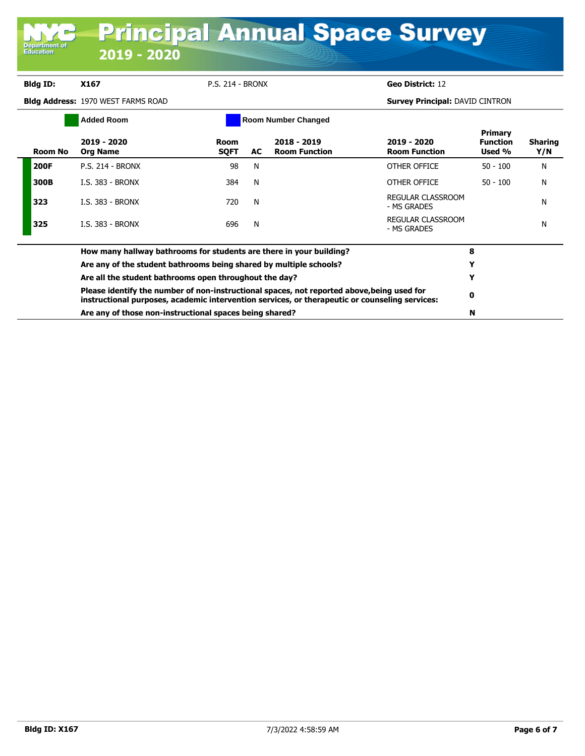# Principal Annual Space Survey 2019 - 2020

**Bldg ID:** X167 P.S. 214 - BRONX **Geo District:** 12

**Bldg Address:** 1970 WEST FARMS ROAD **Survey Principal:** DAVID CINTRON

Added Room | Room Number Changed

| Room No | 2019 - 2020 Org Name | Room SQFT | AC | 2018 - 2019 Room Function | 2019 - 2020 Room Function | Primary Function Used % | Sharing Y/N |
|---|---|---|---|---|---|---|---|
| 200F | P.S. 214 - BRONX | 98 | N | | OTHER OFFICE | 50 - 100 | N |
| 300B | I.S. 383 - BRONX | 384 | N | | OTHER OFFICE | 50 - 100 | N |
| 323 | I.S. 383 - BRONX | 720 | N | | REGULAR CLASSROOM - MS GRADES | | N |
| 325 | I.S. 383 - BRONX | 696 | N | | REGULAR CLASSROOM - MS GRADES | | N |

| Question | Answer |
|---|---|
| How many hallway bathrooms for students are there in your building? | 8 |
| Are any of the student bathrooms being shared by multiple schools? | Y |
| Are all the student bathrooms open throughout the day? | Y |
| Please identify the number of non-instructional spaces, not reported above,being used for instructional purposes, academic intervention services, or therapeutic or counseling services: | 0 |
| Are any of those non-instructional spaces being shared? | N |

**Bldg ID: X167** 7/3/2022 4:58:59 AM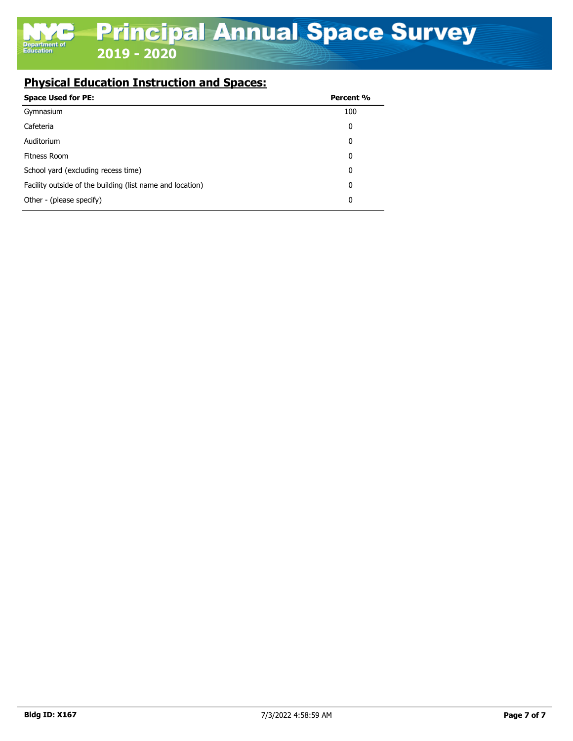## Physical Education Instruction and Spaces:

| Space Used for PE: | Percent % |
|---|---|
| Gymnasium | 100 |
| Cafeteria | 0 |
| Auditorium | 0 |
| Fitness Room | 0 |
| School yard (excluding recess time) | 0 |
| Facility outside of the building (list name and location) | 0 |
| Other - (please specify) | 0 |